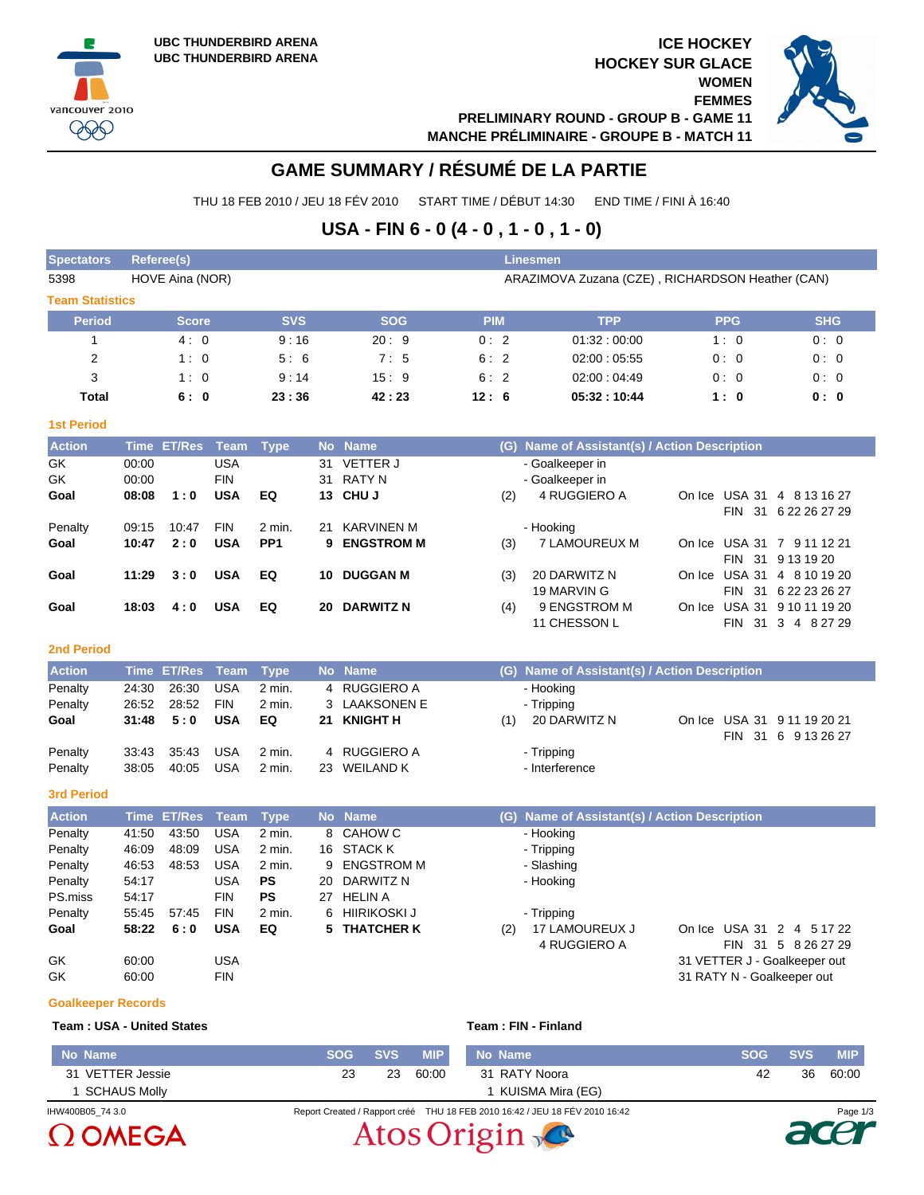UBC THUNDERBIRD ARENA
UBC THUNDERBIRD ARENA

ICE HOCKEY
HOCKEY SUR GLACE
WOMEN
FEMMES
PRELIMINARY ROUND - GROUP B - GAME 11
MANCHE PRÉLIMINAIRE - GROUPE B - MATCH 11

# GAME SUMMARY / RÉSUMÉ DE LA PARTIE

THU 18 FEB 2010 / JEU 18 FÉV 2010 START TIME / DÉBUT 14:30 END TIME / FINI À 16:40

## USA - FIN 6 - 0 (4 - 0 , 1 - 0 , 1 - 0)

| Spectators | Referee(s) | Linesmen |
|---|---|---|
| 5398 | HOVE Aina (NOR) | ARAZIMOVA Zuzana (CZE) , RICHARDSON Heather (CAN) |

### Team Statistics

| Period | Score | SVS | SOG | PIM | TPP | PPG | SHG |
|---|---|---|---|---|---|---|---|
| 1 | 4 : 0 | 9 : 16 | 20 : 9 | 0 : 2 | 01:32 : 00:00 | 1 : 0 | 0 : 0 |
| 2 | 1 : 0 | 5 : 6 | 7 : 5 | 6 : 2 | 02:00 : 05:55 | 0 : 0 | 0 : 0 |
| 3 | 1 : 0 | 9 : 14 | 15 : 9 | 6 : 2 | 02:00 : 04:49 | 0 : 0 | 0 : 0 |
| **Total** | **6 : 0** | **23 : 36** | **42 : 23** | **12 : 6** | **05:32 : 10:44** | **1 : 0** | **0 : 0** |

### 1st Period

| Action | Time | ET/Res | Team | Type | No | Name | (G) | Name of Assistant(s) / Action Description | |
|---|---|---|---|---|---|---|---|---|---|
| GK | 00:00 | | USA | | 31 | VETTER J | | - Goalkeeper in | |
| GK | 00:00 | | FIN | | 31 | RATY N | | - Goalkeeper in | |
| **Goal** | **08:08** | **1 : 0** | **USA** | **EQ** | **13** | **CHU J** | (2) | 4 RUGGIERO A | On Ice USA 31 4 8 13 16 27<br>FIN 31 6 22 26 27 29 |
| Penalty | 09:15 | 10:47 | FIN | 2 min. | 21 | KARVINEN M | | - Hooking | |
| **Goal** | **10:47** | **2 : 0** | **USA** | **PP1** | **9** | **ENGSTROM M** | (3) | 7 LAMOUREUX M | On Ice USA 31 7 9 11 12 21<br>FIN 31 9 13 19 20 |
| **Goal** | **11:29** | **3 : 0** | **USA** | **EQ** | **10** | **DUGGAN M** | (3) | 20 DARWITZ N<br>19 MARVIN G | On Ice USA 31 4 8 10 19 20<br>FIN 31 6 22 23 26 27 |
| **Goal** | **18:03** | **4 : 0** | **USA** | **EQ** | **20** | **DARWITZ N** | (4) | 9 ENGSTROM M<br>11 CHESSON L | On Ice USA 31 9 10 11 19 20<br>FIN 31 3 4 8 27 29 |

### 2nd Period

| Action | Time | ET/Res | Team | Type | No | Name | (G) | Name of Assistant(s) / Action Description | |
|---|---|---|---|---|---|---|---|---|---|
| Penalty | 24:30 | 26:30 | USA | 2 min. | 4 | RUGGIERO A | | - Hooking | |
| Penalty | 26:52 | 28:52 | FIN | 2 min. | 3 | LAAKSONEN E | | - Tripping | |
| **Goal** | **31:48** | **5 : 0** | **USA** | **EQ** | **21** | **KNIGHT H** | (1) | 20 DARWITZ N | On Ice USA 31 9 11 19 20 21<br>FIN 31 6 9 13 26 27 |
| Penalty | 33:43 | 35:43 | USA | 2 min. | 4 | RUGGIERO A | | - Tripping | |
| Penalty | 38:05 | 40:05 | USA | 2 min. | 23 | WEILAND K | | - Interference | |

### 3rd Period

| Action | Time | ET/Res | Team | Type | No | Name | (G) | Name of Assistant(s) / Action Description | |
|---|---|---|---|---|---|---|---|---|---|
| Penalty | 41:50 | 43:50 | USA | 2 min. | 8 | CAHOW C | | - Hooking | |
| Penalty | 46:09 | 48:09 | USA | 2 min. | 16 | STACK K | | - Tripping | |
| Penalty | 46:53 | 48:53 | USA | 2 min. | 9 | ENGSTROM M | | - Slashing | |
| Penalty | 54:17 | | USA | **PS** | 20 | DARWITZ N | | - Hooking | |
| PS.miss | 54:17 | | FIN | **PS** | 27 | HELIN A | | | |
| Penalty | 55:45 | 57:45 | FIN | 2 min. | 6 | HIIRIKOSKI J | | - Tripping | |
| **Goal** | **58:22** | **6 : 0** | **USA** | **EQ** | **5** | **THATCHER K** | (2) | 17 LAMOUREUX J<br>4 RUGGIERO A | On Ice USA 31 2 4 5 17 22<br>FIN 31 5 8 26 27 29 |
| GK | 60:00 | | USA | | | | | | 31 VETTER J - Goalkeeper out |
| GK | 60:00 | | FIN | | | | | | 31 RATY N - Goalkeeper out |

### Goalkeeper Records

**Team : USA - United States**

| No | Name | SOG | SVS | MIP |
|---|---|---|---|---|
| 31 | VETTER Jessie | 23 | 23 | 60:00 |
| 1 | SCHAUS Molly | | | |

**Team : FIN - Finland**

| No | Name | SOG | SVS | MIP |
|---|---|---|---|---|
| 31 | RATY Noora | 42 | 36 | 60:00 |
| 1 | KUISMA Mira (EG) | | | |

IHW400B05_74 3.0 Report Created / Rapport créé THU 18 FEB 2010 16:42 / JEU 18 FÉV 2010 16:42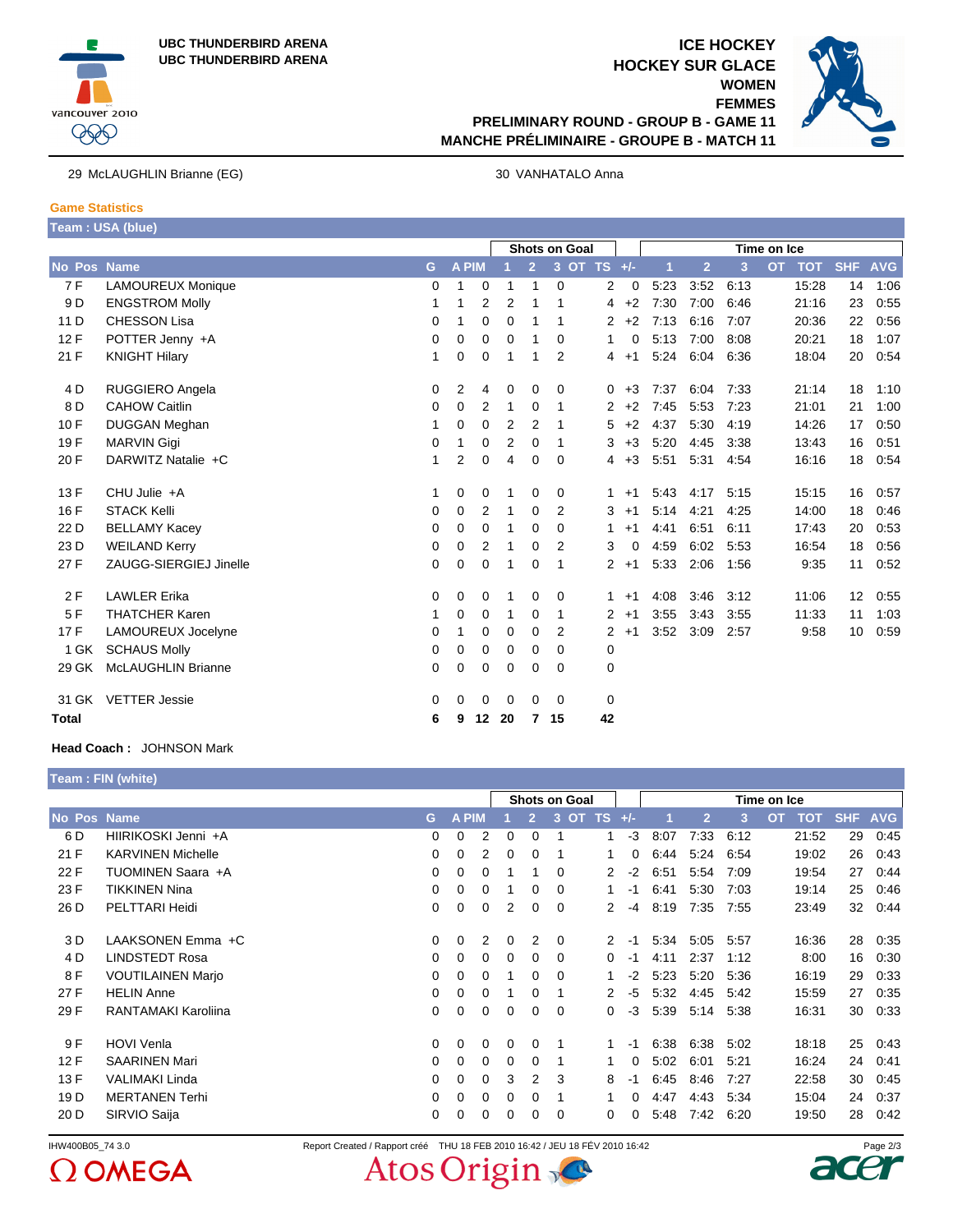UBC THUNDERBIRD ARENA
UBC THUNDERBIRD ARENA

# ICE HOCKEY
# HOCKEY SUR GLACE
## WOMEN
## FEMMES
### PRELIMINARY ROUND - GROUP B - GAME 11
### MANCHE PRÉLIMINAIRE - GROUPE B - MATCH 11

29 McLAUGHLIN Brianne (EG) | 30 VANHATALO Anna

**Game Statistics**

**Team : USA (blue)**

| No | Pos | Name | G | A | PIM | Shots on Goal 1 | 2 | 3 | OT | TS | +/- | Time on Ice 1 | 2 | 3 | OT | TOT | SHF | AVG |
|---|---|---|---|---|---|---|---|---|---|---|---|---|---|---|---|---|---|---|
| 7 | F | LAMOUREUX Monique | 0 | 1 | 0 | 1 | 1 | 0 | | 2 | 0 | 5:23 | 3:52 | 6:13 | | 15:28 | 14 | 1:06 |
| 9 | D | ENGSTROM Molly | 1 | 1 | 2 | 2 | 1 | 1 | | 4 | +2 | 7:30 | 7:00 | 6:46 | | 21:16 | 23 | 0:55 |
| 11 | D | CHESSON Lisa | 0 | 1 | 0 | 0 | 1 | 1 | | 2 | +2 | 7:13 | 6:16 | 7:07 | | 20:36 | 22 | 0:56 |
| 12 | F | POTTER Jenny +A | 0 | 0 | 0 | 0 | 1 | 0 | | 1 | 0 | 5:13 | 7:00 | 8:08 | | 20:21 | 18 | 1:07 |
| 21 | F | KNIGHT Hilary | 1 | 0 | 0 | 1 | 1 | 2 | | 4 | +1 | 5:24 | 6:04 | 6:36 | | 18:04 | 20 | 0:54 |
| 4 | D | RUGGIERO Angela | 0 | 2 | 4 | 0 | 0 | 0 | | 0 | +3 | 7:37 | 6:04 | 7:33 | | 21:14 | 18 | 1:10 |
| 8 | D | CAHOW Caitlin | 0 | 0 | 2 | 1 | 0 | 1 | | 2 | +2 | 7:45 | 5:53 | 7:23 | | 21:01 | 21 | 1:00 |
| 10 | F | DUGGAN Meghan | 1 | 0 | 0 | 2 | 2 | 1 | | 5 | +2 | 4:37 | 5:30 | 4:19 | | 14:26 | 17 | 0:50 |
| 19 | F | MARVIN Gigi | 0 | 1 | 0 | 2 | 0 | 1 | | 3 | +3 | 5:20 | 4:45 | 3:38 | | 13:43 | 16 | 0:51 |
| 20 | F | DARWITZ Natalie +C | 1 | 2 | 0 | 4 | 0 | 0 | | 4 | +3 | 5:51 | 5:31 | 4:54 | | 16:16 | 18 | 0:54 |
| 13 | F | CHU Julie +A | 1 | 0 | 0 | 1 | 0 | 0 | | 1 | +1 | 5:43 | 4:17 | 5:15 | | 15:15 | 16 | 0:57 |
| 16 | F | STACK Kelli | 0 | 0 | 2 | 1 | 0 | 2 | | 3 | +1 | 5:14 | 4:21 | 4:25 | | 14:00 | 18 | 0:46 |
| 22 | D | BELLAMY Kacey | 0 | 0 | 0 | 1 | 0 | 0 | | 1 | +1 | 4:41 | 6:51 | 6:11 | | 17:43 | 20 | 0:53 |
| 23 | D | WEILAND Kerry | 0 | 0 | 2 | 1 | 0 | 2 | | 3 | 0 | 4:59 | 6:02 | 5:53 | | 16:54 | 18 | 0:56 |
| 27 | F | ZAUGG-SIERGIEJ Jinelle | 0 | 0 | 0 | 1 | 0 | 1 | | 2 | +1 | 5:33 | 2:06 | 1:56 | | 9:35 | 11 | 0:52 |
| 2 | F | LAWLER Erika | 0 | 0 | 0 | 1 | 0 | 0 | | 1 | +1 | 4:08 | 3:46 | 3:12 | | 11:06 | 12 | 0:55 |
| 5 | F | THATCHER Karen | 1 | 0 | 0 | 1 | 0 | 1 | | 2 | +1 | 3:55 | 3:43 | 3:55 | | 11:33 | 11 | 1:03 |
| 17 | F | LAMOUREUX Jocelyne | 0 | 1 | 0 | 0 | 0 | 2 | | 2 | +1 | 3:52 | 3:09 | 2:57 | | 9:58 | 10 | 0:59 |
| 1 | GK | SCHAUS Molly | 0 | 0 | 0 | 0 | 0 | 0 | | 0 | | | | | | | | |
| 29 | GK | McLAUGHLIN Brianne | 0 | 0 | 0 | 0 | 0 | 0 | | 0 | | | | | | | | |
| 31 | GK | VETTER Jessie | 0 | 0 | 0 | 0 | 0 | 0 | | 0 | | | | | | | | |
| **Total** | | | **6** | **9** | **12** | **20** | **7** | **15** | | **42** | | | | | | | | |

**Head Coach :** JOHNSON Mark

**Team : FIN (white)**

| No | Pos | Name | G | A | PIM | Shots on Goal 1 | 2 | 3 | OT | TS | +/- | Time on Ice 1 | 2 | 3 | OT | TOT | SHF | AVG |
|---|---|---|---|---|---|---|---|---|---|---|---|---|---|---|---|---|---|---|
| 6 | D | HIIRIKOSKI Jenni +A | 0 | 0 | 2 | 0 | 0 | 1 | | 1 | -3 | 8:07 | 7:33 | 6:12 | | 21:52 | 29 | 0:45 |
| 21 | F | KARVINEN Michelle | 0 | 0 | 2 | 0 | 0 | 1 | | 1 | 0 | 6:44 | 5:24 | 6:54 | | 19:02 | 26 | 0:43 |
| 22 | F | TUOMINEN Saara +A | 0 | 0 | 0 | 1 | 1 | 0 | | 2 | -2 | 6:51 | 5:54 | 7:09 | | 19:54 | 27 | 0:44 |
| 23 | F | TIKKINEN Nina | 0 | 0 | 0 | 1 | 0 | 0 | | 1 | -1 | 6:41 | 5:30 | 7:03 | | 19:14 | 25 | 0:46 |
| 26 | D | PELTTARI Heidi | 0 | 0 | 0 | 2 | 0 | 0 | | 2 | -4 | 8:19 | 7:35 | 7:55 | | 23:49 | 32 | 0:44 |
| 3 | D | LAAKSONEN Emma +C | 0 | 0 | 2 | 0 | 2 | 0 | | 2 | -1 | 5:34 | 5:05 | 5:57 | | 16:36 | 28 | 0:35 |
| 4 | D | LINDSTEDT Rosa | 0 | 0 | 0 | 0 | 0 | 0 | | 0 | -1 | 4:11 | 2:37 | 1:12 | | 8:00 | 16 | 0:30 |
| 8 | F | VOUTILAINEN Marjo | 0 | 0 | 0 | 1 | 0 | 0 | | 1 | -2 | 5:23 | 5:20 | 5:36 | | 16:19 | 29 | 0:33 |
| 27 | F | HELIN Anne | 0 | 0 | 0 | 1 | 0 | 1 | | 2 | -5 | 5:32 | 4:45 | 5:42 | | 15:59 | 27 | 0:35 |
| 29 | F | RANTAMAKI Karoliina | 0 | 0 | 0 | 0 | 0 | 0 | | 0 | -3 | 5:39 | 5:14 | 5:38 | | 16:31 | 30 | 0:33 |
| 9 | F | HOVI Venla | 0 | 0 | 0 | 0 | 0 | 1 | | 1 | -1 | 6:38 | 6:38 | 5:02 | | 18:18 | 25 | 0:43 |
| 12 | F | SAARINEN Mari | 0 | 0 | 0 | 0 | 0 | 1 | | 1 | 0 | 5:02 | 6:01 | 5:21 | | 16:24 | 24 | 0:41 |
| 13 | F | VALIMAKI Linda | 0 | 0 | 0 | 3 | 2 | 3 | | 8 | -1 | 6:45 | 8:46 | 7:27 | | 22:58 | 30 | 0:45 |
| 19 | D | MERTANEN Terhi | 0 | 0 | 0 | 0 | 0 | 1 | | 1 | 0 | 4:47 | 4:43 | 5:34 | | 15:04 | 24 | 0:37 |
| 20 | D | SIRVIO Saija | 0 | 0 | 0 | 0 | 0 | 0 | | 0 | 0 | 5:48 | 7:42 | 6:20 | | 19:50 | 28 | 0:42 |

IHW400B05_74 3.0 — Report Created / Rapport créé THU 18 FEB 2010 16:42 / JEU 18 FÉV 2010 16:42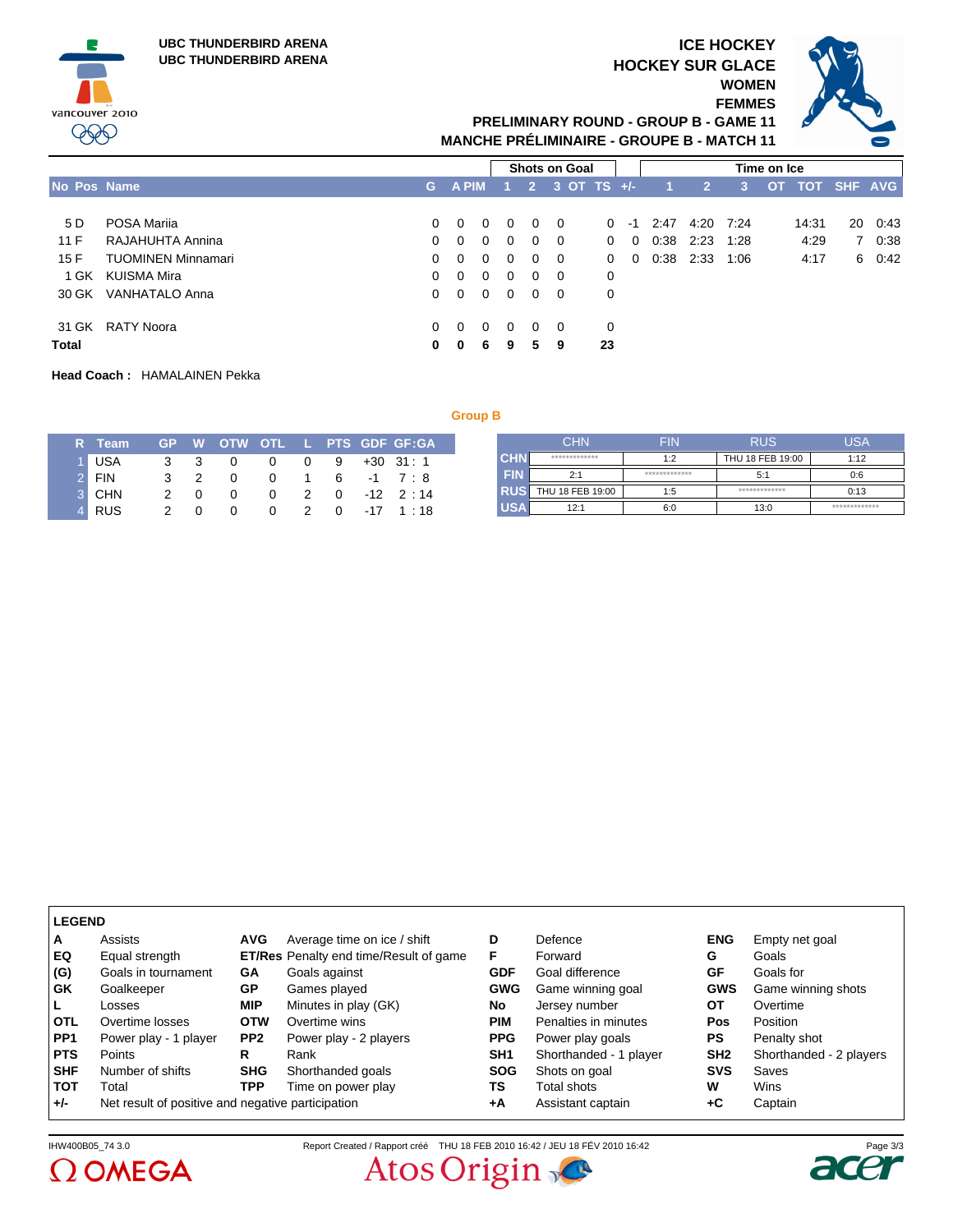UBC THUNDERBIRD ARENA
UBC THUNDERBIRD ARENA

# ICE HOCKEY
# HOCKEY SUR GLACE
## WOMEN
## FEMMES
### PRELIMINARY ROUND - GROUP B - GAME 11
### MANCHE PRÉLIMINAIRE - GROUPE B - MATCH 11

| No | Pos | Name | G | A | PIM | Shots on Goal 1 | 2 | 3 | OT | TS | +/- | Time on Ice 1 | 2 | 3 | OT | TOT | SHF | AVG |
|---|---|---|---|---|---|---|---|---|---|---|---|---|---|---|---|---|---|---|
| 5 | D | POSA Mariia | 0 | 0 | 0 | 0 | 0 | 0 | | 0 | -1 | 2:47 | 4:20 | 7:24 | | 14:31 | 20 | 0:43 |
| 11 | F | RAJAHUHTA Annina | 0 | 0 | 0 | 0 | 0 | 0 | | 0 | 0 | 0:38 | 2:23 | 1:28 | | 4:29 | 7 | 0:38 |
| 15 | F | TUOMINEN Minnamari | 0 | 0 | 0 | 0 | 0 | 0 | | 0 | 0 | 0:38 | 2:33 | 1:06 | | 4:17 | 6 | 0:42 |
| 1 | GK | KUISMA Mira | 0 | 0 | 0 | 0 | 0 | 0 | | 0 | | | | | | | | |
| 30 | GK | VANHATALO Anna | 0 | 0 | 0 | 0 | 0 | 0 | | 0 | | | | | | | | |
| 31 | GK | RATY Noora | 0 | 0 | 0 | 0 | 0 | 0 | | 0 | | | | | | | | |
| **Total** | | | **0** | **0** | **6** | **9** | **5** | **9** | | **23** | | | | | | | | |

**Head Coach :** HAMALAINEN Pekka

**Group B**

| R | Team | GP | W | OTW | OTL | L | PTS | GDF | GF:GA |
|---|---|---|---|---|---|---|---|---|---|
| 1 | USA | 3 | 3 | 0 | 0 | 0 | 9 | +30 | 31 : 1 |
| 2 | FIN | 3 | 2 | 0 | 0 | 1 | 6 | -1 | 7 : 8 |
| 3 | CHN | 2 | 0 | 0 | 0 | 2 | 0 | -12 | 2 : 14 |
| 4 | RUS | 2 | 0 | 0 | 0 | 2 | 0 | -17 | 1 : 18 |

| | CHN | FIN | RUS | USA |
|---|---|---|---|---|
| CHN | ************* | 1:2 | THU 18 FEB 19:00 | 1:12 |
| FIN | 2:1 | ************* | 5:1 | 0:6 |
| RUS | THU 18 FEB 19:00 | 1:5 | ************* | 0:13 |
| USA | 12:1 | 6:0 | 13:0 | ************* |

**LEGEND**

| | | | | | | | |
|---|---|---|---|---|---|---|---|
| **A** | Assists | **AVG** | Average time on ice / shift | **D** | Defence | **ENG** | Empty net goal |
| **EQ** | Equal strength | **ET/Res** | Penalty end time/Result of game | **F** | Forward | **G** | Goals |
| **(G)** | Goals in tournament | **GA** | Goals against | **GDF** | Goal difference | **GF** | Goals for |
| **GK** | Goalkeeper | **GP** | Games played | **GWG** | Game winning goal | **GWS** | Game winning shots |
| **L** | Losses | **MIP** | Minutes in play (GK) | **No** | Jersey number | **OT** | Overtime |
| **OTL** | Overtime losses | **OTW** | Overtime wins | **PIM** | Penalties in minutes | **Pos** | Position |
| **PP1** | Power play - 1 player | **PP2** | Power play - 2 players | **PPG** | Power play goals | **PS** | Penalty shot |
| **PTS** | Points | **R** | Rank | **SH1** | Shorthanded - 1 player | **SH2** | Shorthanded - 2 players |
| **SHF** | Number of shifts | **SHG** | Shorthanded goals | **SOG** | Shots on goal | **SVS** | Saves |
| **TOT** | Total | **TPP** | Time on power play | **TS** | Total shots | **W** | Wins |
| **+/-** | Net result of positive and negative participation | | | **+A** | Assistant captain | **+C** | Captain |

IHW400B05_74 3.0 Report Created / Rapport créé THU 18 FEB 2010 16:42 / JEU 18 FÉV 2010 16:42